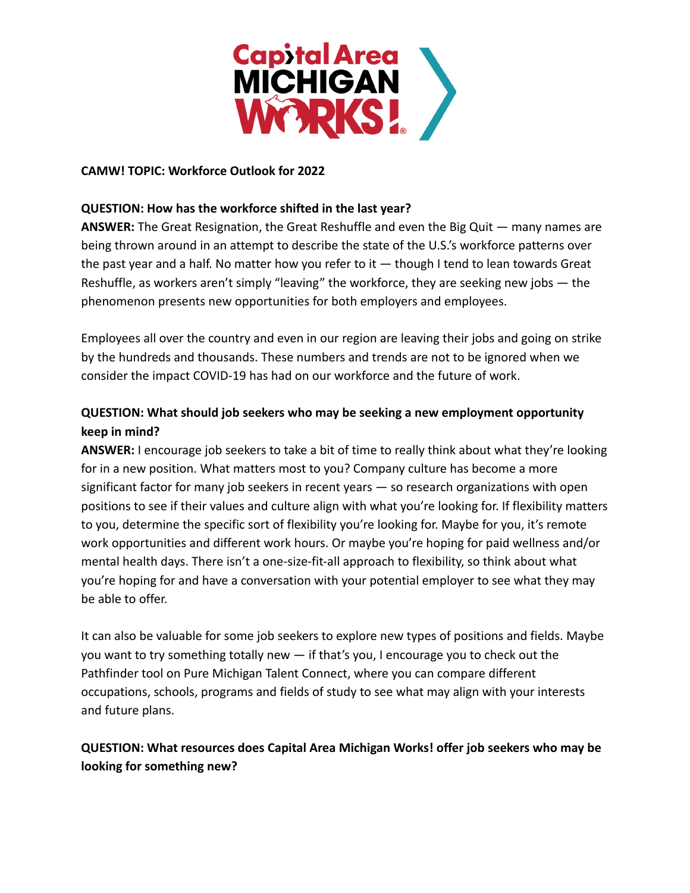**CAMW! TOPIC: Workforce Outlook for 2022**

**QUESTION: How has the workforce shifted in the last year?**

**ANSWER:** The Great Resignation, the Great Reshuffle and even the Big Quit — many names are being thrown around in an attempt to describe the state of the U.S.'s workforce patterns over the past year and a half. No matter how you refer to it — though I tend to lean towards Great Reshuffle, as workers aren't simply "leaving" the workforce, they are seeking new jobs — the phenomenon presents new opportunities for both employers and employees.

Employees all over the country and even in our region are leaving their jobs and going on strike by the hundreds and thousands. These numbers and trends are not to be ignored when we consider the impact COVID-19 has had on our workforce and the future of work.

**QUESTION: What should job seekers who may be seeking a new employment opportunity keep in mind?**

**ANSWER:** I encourage job seekers to take a bit of time to really think about what they're looking for in a new position. What matters most to you? Company culture has become a more significant factor for many job seekers in recent years — so research organizations with open positions to see if their values and culture align with what you're looking for. If flexibility matters to you, determine the specific sort of flexibility you're looking for. Maybe for you, it's remote work opportunities and different work hours. Or maybe you're hoping for paid wellness and/or mental health days. There isn't a one-size-fit-all approach to flexibility, so think about what you're hoping for and have a conversation with your potential employer to see what they may be able to offer.

It can also be valuable for some job seekers to explore new types of positions and fields. Maybe you want to try something totally new — if that's you, I encourage you to check out the Pathfinder tool on Pure Michigan Talent Connect, where you can compare different occupations, schools, programs and fields of study to see what may align with your interests and future plans.

**QUESTION: What resources does Capital Area Michigan Works! offer job seekers who may be looking for something new?**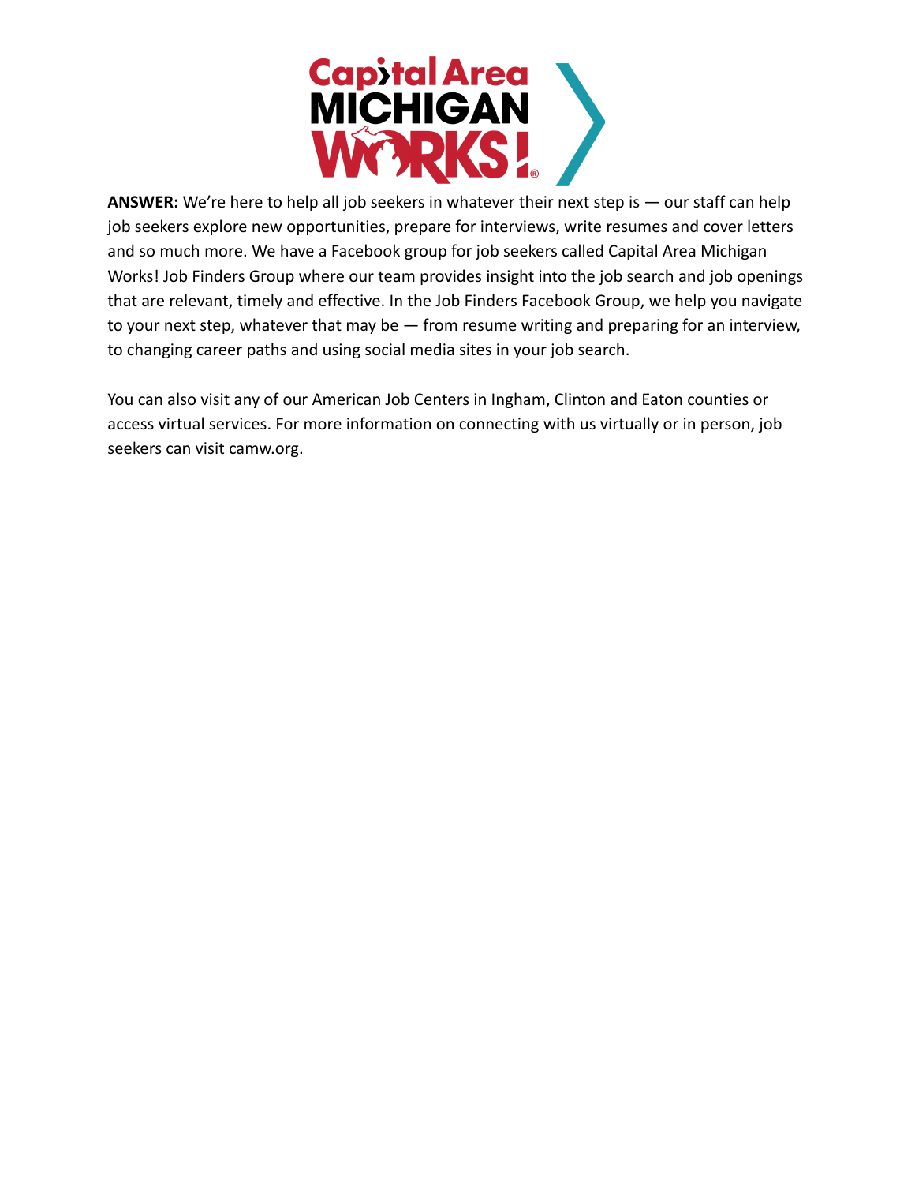**ANSWER:** We're here to help all job seekers in whatever their next step is — our staff can help job seekers explore new opportunities, prepare for interviews, write resumes and cover letters and so much more. We have a Facebook group for job seekers called Capital Area Michigan Works! Job Finders Group where our team provides insight into the job search and job openings that are relevant, timely and effective. In the Job Finders Facebook Group, we help you navigate to your next step, whatever that may be — from resume writing and preparing for an interview, to changing career paths and using social media sites in your job search.

You can also visit any of our American Job Centers in Ingham, Clinton and Eaton counties or access virtual services. For more information on connecting with us virtually or in person, job seekers can visit camw.org.